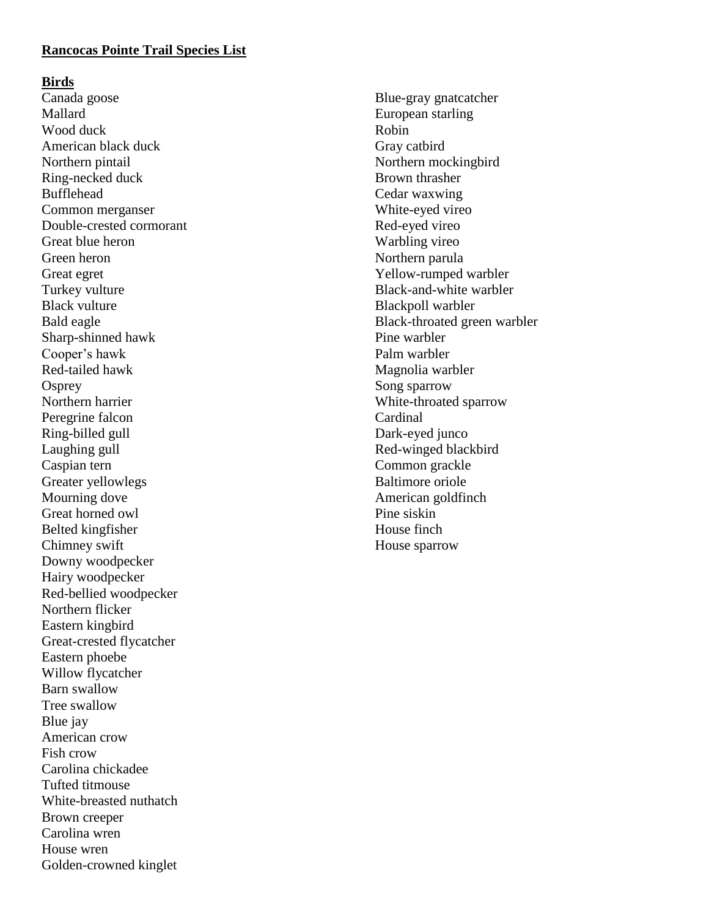**Rancocas Pointe Trail Species List**

**Birds**

Canada goose
Mallard
Wood duck
American black duck
Northern pintail
Ring-necked duck
Bufflehead
Common merganser
Double-crested cormorant
Great blue heron
Green heron
Great egret
Turkey vulture
Black vulture
Bald eagle
Sharp-shinned hawk
Cooper's hawk
Red-tailed hawk
Osprey
Northern harrier
Peregrine falcon
Ring-billed gull
Laughing gull
Caspian tern
Greater yellowlegs
Mourning dove
Great horned owl
Belted kingfisher
Chimney swift
Downy woodpecker
Hairy woodpecker
Red-bellied woodpecker
Northern flicker
Eastern kingbird
Great-crested flycatcher
Eastern phoebe
Willow flycatcher
Barn swallow
Tree swallow
Blue jay
American crow
Fish crow
Carolina chickadee
Tufted titmouse
White-breasted nuthatch
Brown creeper
Carolina wren
House wren
Golden-crowned kinglet
Blue-gray gnatcatcher
European starling
Robin
Gray catbird
Northern mockingbird
Brown thrasher
Cedar waxwing
White-eyed vireo
Red-eyed vireo
Warbling vireo
Northern parula
Yellow-rumped warbler
Black-and-white warbler
Blackpoll warbler
Black-throated green warbler
Pine warbler
Palm warbler
Magnolia warbler
Song sparrow
White-throated sparrow
Cardinal
Dark-eyed junco
Red-winged blackbird
Common grackle
Baltimore oriole
American goldfinch
Pine siskin
House finch
House sparrow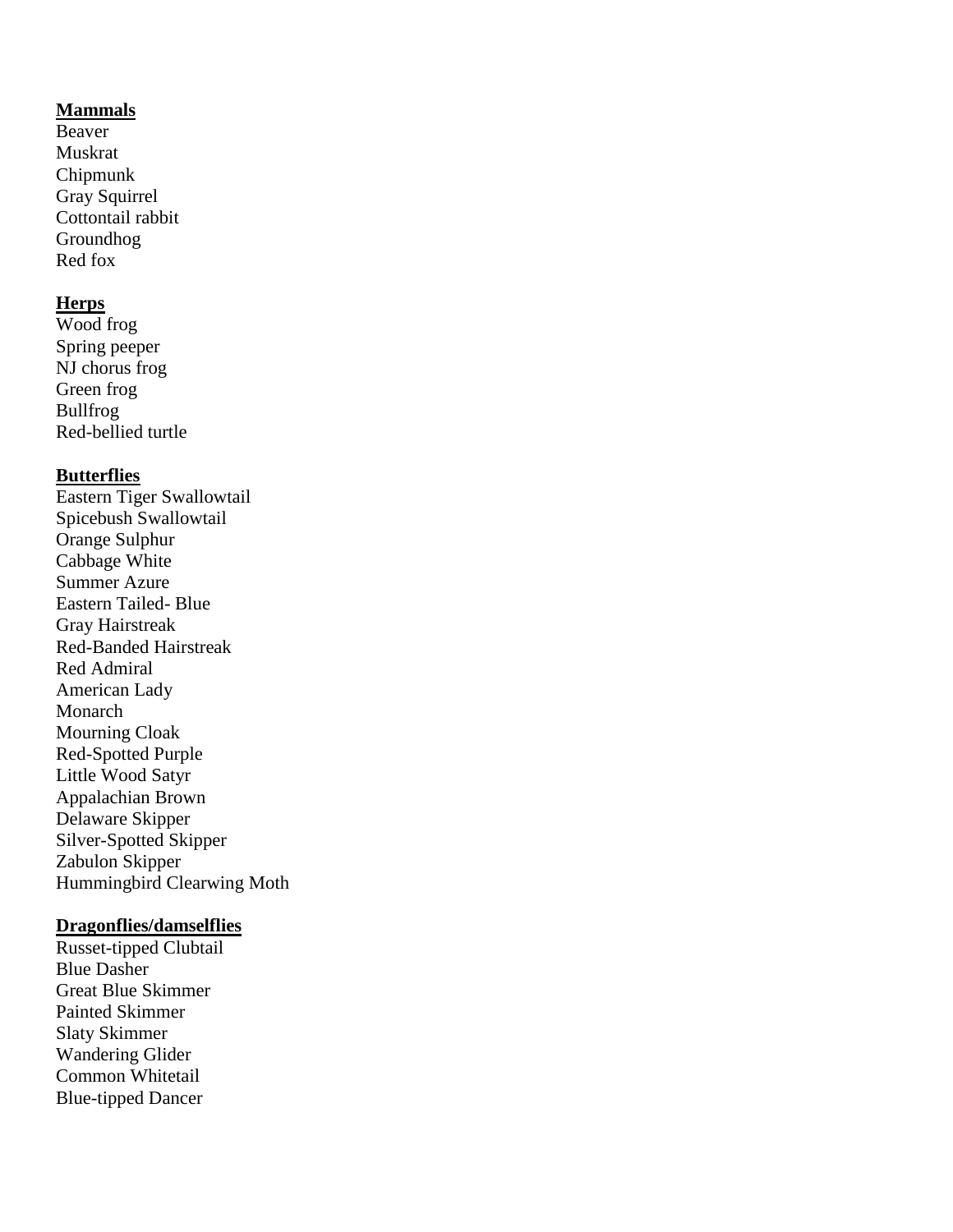**Mammals**

Beaver
Muskrat
Chipmunk
Gray Squirrel
Cottontail rabbit
Groundhog
Red fox

**Herps**

Wood frog
Spring peeper
NJ chorus frog
Green frog
Bullfrog
Red-bellied turtle

**Butterflies**

Eastern Tiger Swallowtail
Spicebush Swallowtail
Orange Sulphur
Cabbage White
Summer Azure
Eastern Tailed- Blue
Gray Hairstreak
Red-Banded Hairstreak
Red Admiral
American Lady
Monarch
Mourning Cloak
Red-Spotted Purple
Little Wood Satyr
Appalachian Brown
Delaware Skipper
Silver-Spotted Skipper
Zabulon Skipper
Hummingbird Clearwing Moth

**Dragonflies/damselflies**

Russet-tipped Clubtail
Blue Dasher
Great Blue Skimmer
Painted Skimmer
Slaty Skimmer
Wandering Glider
Common Whitetail
Blue-tipped Dancer